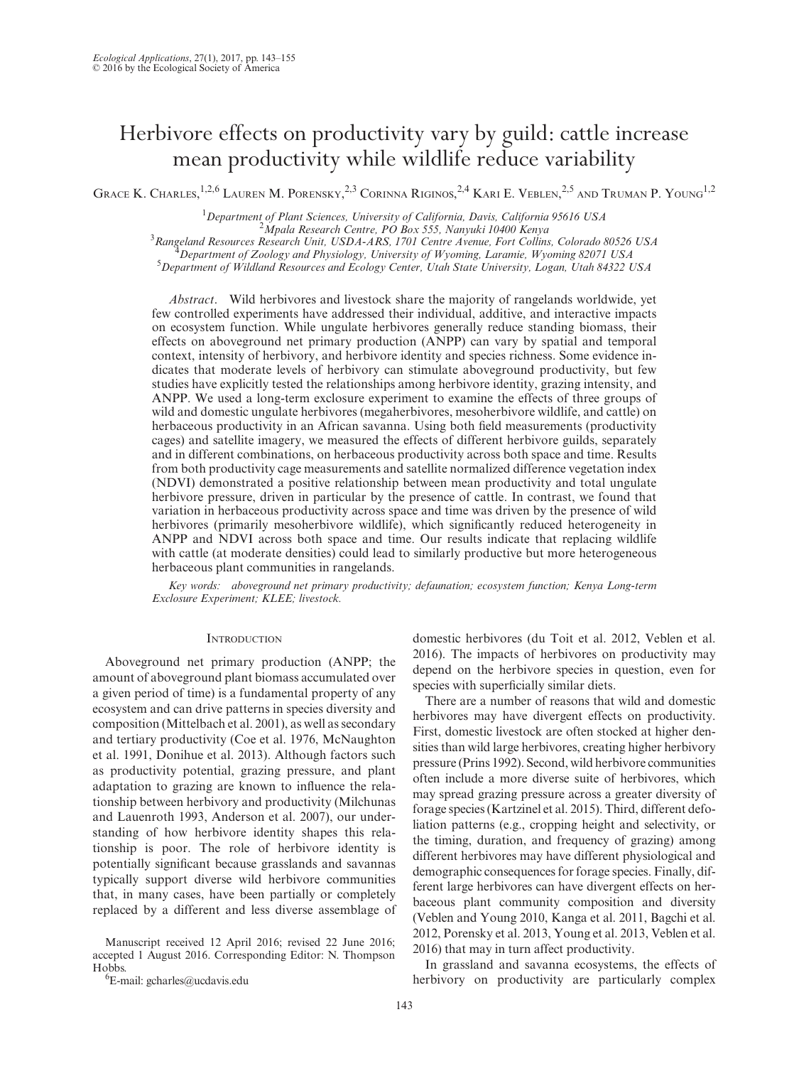# Herbivore effects on productivity vary by guild: cattle increase mean productivity while wildlife reduce variability

Grace K. Charles,[1,2,6] Lauren M. Porensky,[2,3] Corinna Riginos,[2,4] Kari E. Veblen,[2,5] and Truman P. Young[1,2]

[1]Department of Plant Sciences, University of California, Davis, California 95616 USA
[2]Mpala Research Centre, PO Box 555, Nanyuki 10400 Kenya
[3]Rangeland Resources Research Unit, USDA-ARS, 1701 Centre Avenue, Fort Collins, Colorado 80526 USA
[4]Department of Zoology and Physiology, University of Wyoming, Laramie, Wyoming 82071 USA
[5]Department of Wildland Resources and Ecology Center, Utah State University, Logan, Utah 84322 USA

*Abstract*. Wild herbivores and livestock share the majority of rangelands worldwide, yet few controlled experiments have addressed their individual, additive, and interactive impacts on ecosystem function. While ungulate herbivores generally reduce standing biomass, their effects on aboveground net primary production (ANPP) can vary by spatial and temporal context, intensity of herbivory, and herbivore identity and species richness. Some evidence indicates that moderate levels of herbivory can stimulate aboveground productivity, but few studies have explicitly tested the relationships among herbivore identity, grazing intensity, and ANPP. We used a long-term exclosure experiment to examine the effects of three groups of wild and domestic ungulate herbivores (megaherbivores, mesoherbivore wildlife, and cattle) on herbaceous productivity in an African savanna. Using both field measurements (productivity cages) and satellite imagery, we measured the effects of different herbivore guilds, separately and in different combinations, on herbaceous productivity across both space and time. Results from both productivity cage measurements and satellite normalized difference vegetation index (NDVI) demonstrated a positive relationship between mean productivity and total ungulate herbivore pressure, driven in particular by the presence of cattle. In contrast, we found that variation in herbaceous productivity across space and time was driven by the presence of wild herbivores (primarily mesoherbivore wildlife), which significantly reduced heterogeneity in ANPP and NDVI across both space and time. Our results indicate that replacing wildlife with cattle (at moderate densities) could lead to similarly productive but more heterogeneous herbaceous plant communities in rangelands.

*Key words:* aboveground net primary productivity; defaunation; ecosystem function; Kenya Long-term Exclosure Experiment; KLEE; livestock.

## Introduction

Aboveground net primary production (ANPP; the amount of aboveground plant biomass accumulated over a given period of time) is a fundamental property of any ecosystem and can drive patterns in species diversity and composition (Mittelbach et al. 2001), as well as secondary and tertiary productivity (Coe et al. 1976, McNaughton et al. 1991, Donihue et al. 2013). Although factors such as productivity potential, grazing pressure, and plant adaptation to grazing are known to influence the relationship between herbivory and productivity (Milchunas and Lauenroth 1993, Anderson et al. 2007), our understanding of how herbivore identity shapes this relationship is poor. The role of herbivore identity is potentially significant because grasslands and savannas typically support diverse wild herbivore communities that, in many cases, have been partially or completely replaced by a different and less diverse assemblage of domestic herbivores (du Toit et al. 2012, Veblen et al. 2016). The impacts of herbivores on productivity may depend on the herbivore species in question, even for species with superficially similar diets.

There are a number of reasons that wild and domestic herbivores may have divergent effects on productivity. First, domestic livestock are often stocked at higher densities than wild large herbivores, creating higher herbivory pressure (Prins 1992). Second, wild herbivore communities often include a more diverse suite of herbivores, which may spread grazing pressure across a greater diversity of forage species (Kartzinel et al. 2015). Third, different defoliation patterns (e.g., cropping height and selectivity, or the timing, duration, and frequency of grazing) among different herbivores may have different physiological and demographic consequences for forage species. Finally, different large herbivores can have divergent effects on herbaceous plant community composition and diversity (Veblen and Young 2010, Kanga et al. 2011, Bagchi et al. 2012, Porensky et al. 2013, Young et al. 2013, Veblen et al. 2016) that may in turn affect productivity.

In grassland and savanna ecosystems, the effects of herbivory on productivity are particularly complex

Manuscript received 12 April 2016; revised 22 June 2016; accepted 1 August 2016. Corresponding Editor: N. Thompson Hobbs.

[6]E-mail: gcharles@ucdavis.edu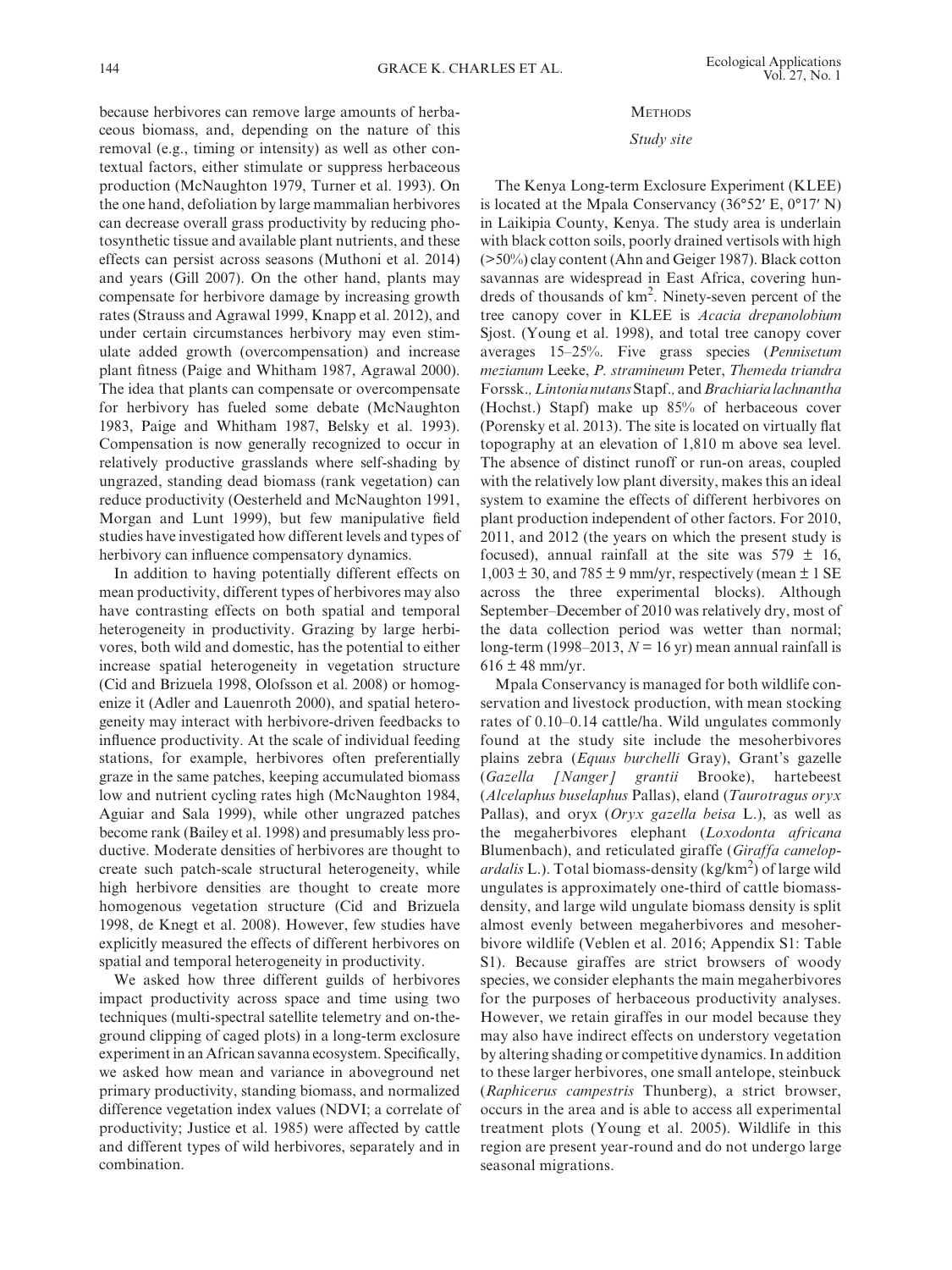because herbivores can remove large amounts of herbaceous biomass, and, depending on the nature of this removal (e.g., timing or intensity) as well as other contextual factors, either stimulate or suppress herbaceous production (McNaughton 1979, Turner et al. 1993). On the one hand, defoliation by large mammalian herbivores can decrease overall grass productivity by reducing photosynthetic tissue and available plant nutrients, and these effects can persist across seasons (Muthoni et al. 2014) and years (Gill 2007). On the other hand, plants may compensate for herbivore damage by increasing growth rates (Strauss and Agrawal 1999, Knapp et al. 2012), and under certain circumstances herbivory may even stimulate added growth (overcompensation) and increase plant fitness (Paige and Whitham 1987, Agrawal 2000). The idea that plants can compensate or overcompensate for herbivory has fueled some debate (McNaughton 1983, Paige and Whitham 1987, Belsky et al. 1993). Compensation is now generally recognized to occur in relatively productive grasslands where self-shading by ungrazed, standing dead biomass (rank vegetation) can reduce productivity (Oesterheld and McNaughton 1991, Morgan and Lunt 1999), but few manipulative field studies have investigated how different levels and types of herbivory can influence compensatory dynamics.

In addition to having potentially different effects on mean productivity, different types of herbivores may also have contrasting effects on both spatial and temporal heterogeneity in productivity. Grazing by large herbivores, both wild and domestic, has the potential to either increase spatial heterogeneity in vegetation structure (Cid and Brizuela 1998, Olofsson et al. 2008) or homogenize it (Adler and Lauenroth 2000), and spatial heterogeneity may interact with herbivore-driven feedbacks to influence productivity. At the scale of individual feeding stations, for example, herbivores often preferentially graze in the same patches, keeping accumulated biomass low and nutrient cycling rates high (McNaughton 1984, Aguiar and Sala 1999), while other ungrazed patches become rank (Bailey et al. 1998) and presumably less productive. Moderate densities of herbivores are thought to create such patch-scale structural heterogeneity, while high herbivore densities are thought to create more homogenous vegetation structure (Cid and Brizuela 1998, de Knegt et al. 2008). However, few studies have explicitly measured the effects of different herbivores on spatial and temporal heterogeneity in productivity.

We asked how three different guilds of herbivores impact productivity across space and time using two techniques (multi-spectral satellite telemetry and on-the-ground clipping of caged plots) in a long-term exclosure experiment in an African savanna ecosystem. Specifically, we asked how mean and variance in aboveground net primary productivity, standing biomass, and normalized difference vegetation index values (NDVI; a correlate of productivity; Justice et al. 1985) were affected by cattle and different types of wild herbivores, separately and in combination.

## Methods

### Study site

The Kenya Long-term Exclosure Experiment (KLEE) is located at the Mpala Conservancy (36°52′ E, 0°17′ N) in Laikipia County, Kenya. The study area is underlain with black cotton soils, poorly drained vertisols with high (>50%) clay content (Ahn and Geiger 1987). Black cotton savannas are widespread in East Africa, covering hundreds of thousands of km$^2$. Ninety-seven percent of the tree canopy cover in KLEE is *Acacia drepanolobium* Sjost. (Young et al. 1998), and total tree canopy cover averages 15–25%. Five grass species (*Pennisetum mezianum* Leeke, *P. stramineum* Peter, *Themeda triandra* Forssk., *Lintonia nutans* Stapf., and *Brachiaria lachnantha* (Hochst.) Stapf) make up 85% of herbaceous cover (Porensky et al. 2013). The site is located on virtually flat topography at an elevation of 1,810 m above sea level. The absence of distinct runoff or run-on areas, coupled with the relatively low plant diversity, makes this an ideal system to examine the effects of different herbivores on plant production independent of other factors. For 2010, 2011, and 2012 (the years on which the present study is focused), annual rainfall at the site was 579 ± 16, 1,003 ± 30, and 785 ± 9 mm/yr, respectively (mean ± 1 SE across the three experimental blocks). Although September–December of 2010 was relatively dry, most of the data collection period was wetter than normal; long-term (1998–2013, $N = 16$ yr) mean annual rainfall is 616 ± 48 mm/yr.

Mpala Conservancy is managed for both wildlife conservation and livestock production, with mean stocking rates of 0.10–0.14 cattle/ha. Wild ungulates commonly found at the study site include the mesoherbivores plains zebra (*Equus burchelli* Gray), Grant's gazelle (*Gazella [Nanger] grantii* Brooke), hartebeest (*Alcelaphus buselaphus* Pallas), eland (*Taurotragus oryx* Pallas), and oryx (*Oryx gazella beisa* L.), as well as the megaherbivores elephant (*Loxodonta africana* Blumenbach), and reticulated giraffe (*Giraffa camelopardalis* L.). Total biomass-density (kg/km$^2$) of large wild ungulates is approximately one-third of cattle biomass-density, and large wild ungulate biomass density is split almost evenly between megaherbivores and mesoherbivore wildlife (Veblen et al. 2016; Appendix S1: Table S1). Because giraffes are strict browsers of woody species, we consider elephants the main megaherbivores for the purposes of herbaceous productivity analyses. However, we retain giraffes in our model because they may also have indirect effects on understory vegetation by altering shading or competitive dynamics. In addition to these larger herbivores, one small antelope, steinbuck (*Raphicerus campestris* Thunberg), a strict browser, occurs in the area and is able to access all experimental treatment plots (Young et al. 2005). Wildlife in this region are present year-round and do not undergo large seasonal migrations.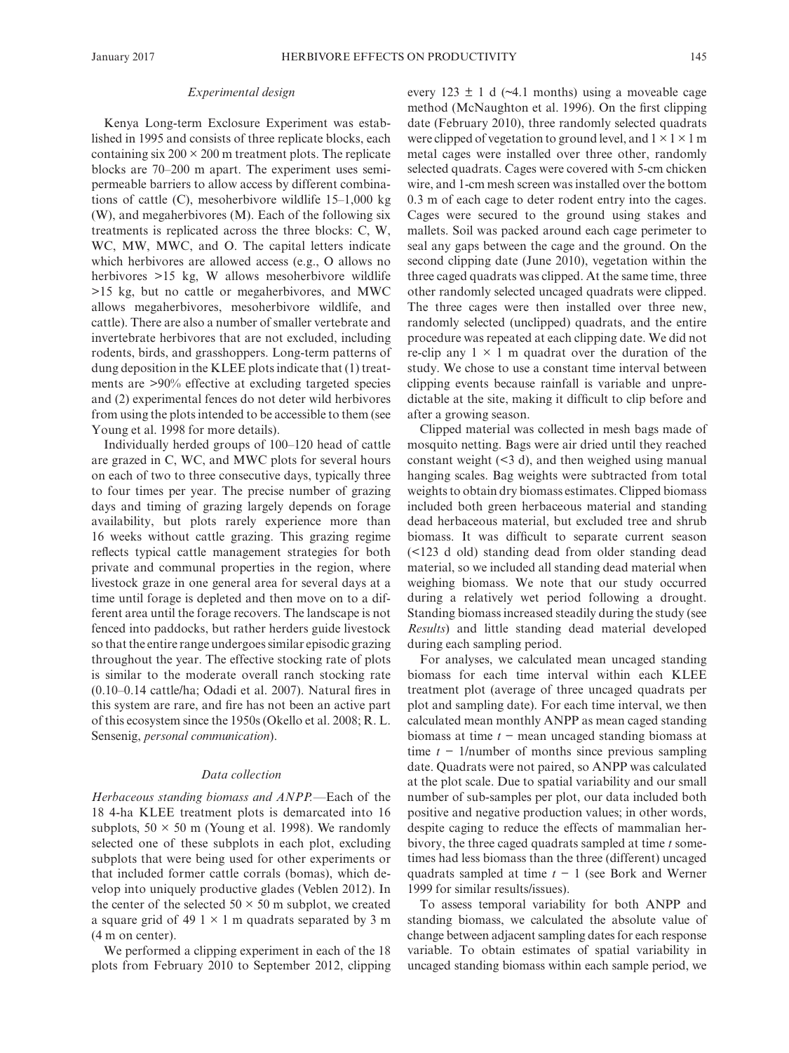### *Experimental design*

Kenya Long-term Exclosure Experiment was established in 1995 and consists of three replicate blocks, each containing six $200 \times 200$ m treatment plots. The replicate blocks are 70–200 m apart. The experiment uses semi-permeable barriers to allow access by different combinations of cattle (C), mesoherbivore wildlife 15–1,000 kg (W), and megaherbivores (M). Each of the following six treatments is replicated across the three blocks: C, W, WC, MW, MWC, and O. The capital letters indicate which herbivores are allowed access (e.g., O allows no herbivores >15 kg, W allows mesoherbivore wildlife >15 kg, but no cattle or megaherbivores, and MWC allows megaherbivores, mesoherbivore wildlife, and cattle). There are also a number of smaller vertebrate and invertebrate herbivores that are not excluded, including rodents, birds, and grasshoppers. Long-term patterns of dung deposition in the KLEE plots indicate that (1) treatments are >90% effective at excluding targeted species and (2) experimental fences do not deter wild herbivores from using the plots intended to be accessible to them (see Young et al. 1998 for more details).

Individually herded groups of 100–120 head of cattle are grazed in C, WC, and MWC plots for several hours on each of two to three consecutive days, typically three to four times per year. The precise number of grazing days and timing of grazing largely depends on forage availability, but plots rarely experience more than 16 weeks without cattle grazing. This grazing regime reflects typical cattle management strategies for both private and communal properties in the region, where livestock graze in one general area for several days at a time until forage is depleted and then move on to a different area until the forage recovers. The landscape is not fenced into paddocks, but rather herders guide livestock so that the entire range undergoes similar episodic grazing throughout the year. The effective stocking rate of plots is similar to the moderate overall ranch stocking rate (0.10–0.14 cattle/ha; Odadi et al. 2007). Natural fires in this system are rare, and fire has not been an active part of this ecosystem since the 1950s (Okello et al. 2008; R. L. Sensenig, *personal communication*).

### *Data collection*

*Herbaceous standing biomass and ANPP.*—Each of the 18 4-ha KLEE treatment plots is demarcated into 16 subplots, $50 \times 50$ m (Young et al. 1998). We randomly selected one of these subplots in each plot, excluding subplots that were being used for other experiments or that included former cattle corrals (bomas), which develop into uniquely productive glades (Veblen 2012). In the center of the selected $50 \times 50$ m subplot, we created a square grid of 49 $1 \times 1$ m quadrats separated by 3 m (4 m on center).

We performed a clipping experiment in each of the 18 plots from February 2010 to September 2012, clipping every $123 \pm 1$ d (~4.1 months) using a moveable cage method (McNaughton et al. 1996). On the first clipping date (February 2010), three randomly selected quadrats were clipped of vegetation to ground level, and $1 \times 1 \times 1$ m metal cages were installed over three other, randomly selected quadrats. Cages were covered with 5-cm chicken wire, and 1-cm mesh screen was installed over the bottom 0.3 m of each cage to deter rodent entry into the cages. Cages were secured to the ground using stakes and mallets. Soil was packed around each cage perimeter to seal any gaps between the cage and the ground. On the second clipping date (June 2010), vegetation within the three caged quadrats was clipped. At the same time, three other randomly selected uncaged quadrats were clipped. The three cages were then installed over three new, randomly selected (unclipped) quadrats, and the entire procedure was repeated at each clipping date. We did not re-clip any $1 \times 1$ m quadrat over the duration of the study. We chose to use a constant time interval between clipping events because rainfall is variable and unpredictable at the site, making it difficult to clip before and after a growing season.

Clipped material was collected in mesh bags made of mosquito netting. Bags were air dried until they reached constant weight (<3 d), and then weighed using manual hanging scales. Bag weights were subtracted from total weights to obtain dry biomass estimates. Clipped biomass included both green herbaceous material and standing dead herbaceous material, but excluded tree and shrub biomass. It was difficult to separate current season (<123 d old) standing dead from older standing dead material, so we included all standing dead material when weighing biomass. We note that our study occurred during a relatively wet period following a drought. Standing biomass increased steadily during the study (see *Results*) and little standing dead material developed during each sampling period.

For analyses, we calculated mean uncaged standing biomass for each time interval within each KLEE treatment plot (average of three uncaged quadrats per plot and sampling date). For each time interval, we then calculated mean monthly ANPP as mean caged standing biomass at time $t$ − mean uncaged standing biomass at time $t - 1$/number of months since previous sampling date. Quadrats were not paired, so ANPP was calculated at the plot scale. Due to spatial variability and our small number of sub-samples per plot, our data included both positive and negative production values; in other words, despite caging to reduce the effects of mammalian herbivory, the three caged quadrats sampled at time $t$ sometimes had less biomass than the three (different) uncaged quadrats sampled at time $t - 1$ (see Bork and Werner 1999 for similar results/issues).

To assess temporal variability for both ANPP and standing biomass, we calculated the absolute value of change between adjacent sampling dates for each response variable. To obtain estimates of spatial variability in uncaged standing biomass within each sample period, we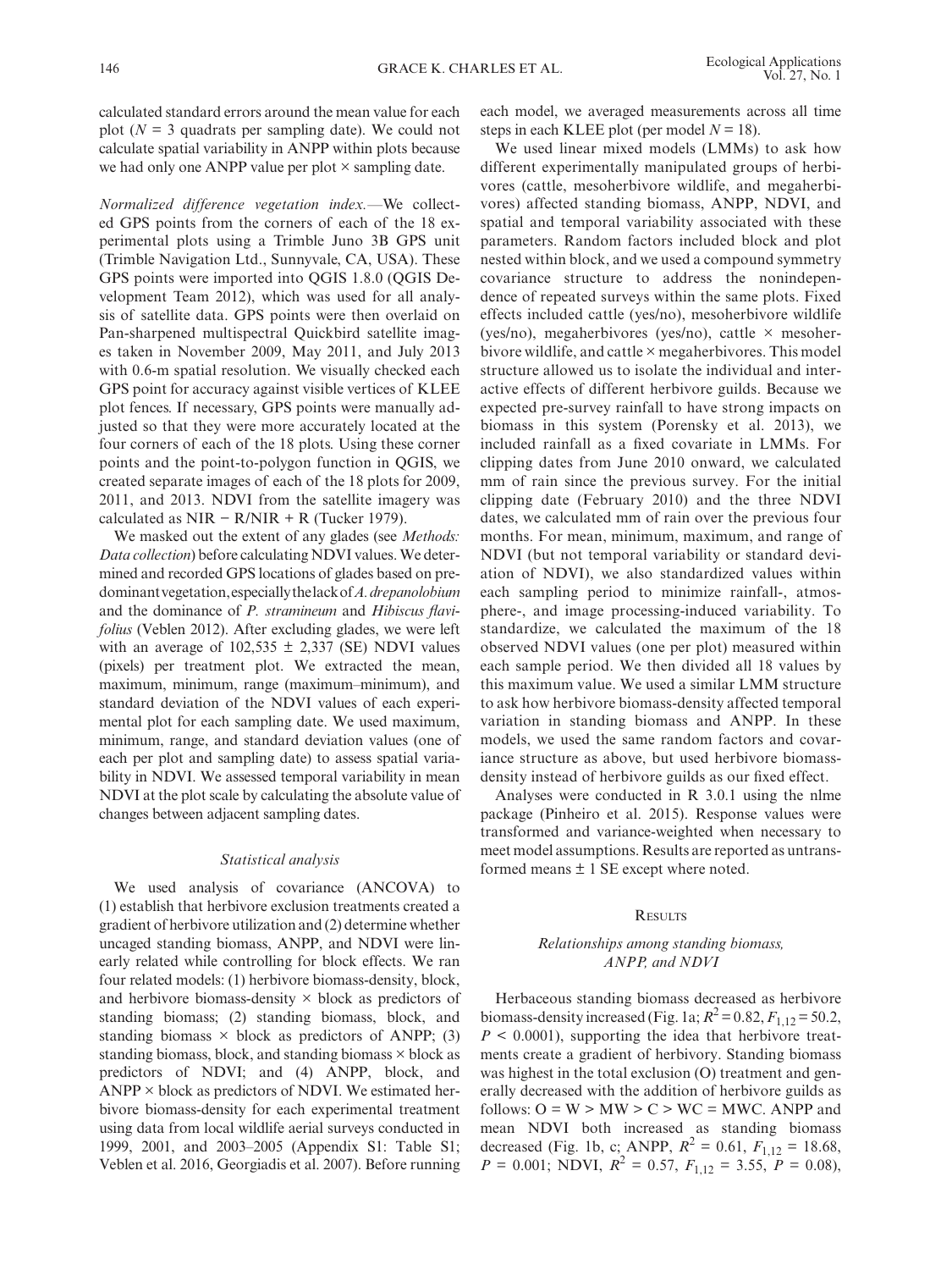calculated standard errors around the mean value for each plot ($N = 3$ quadrats per sampling date). We could not calculate spatial variability in ANPP within plots because we had only one ANPP value per plot × sampling date.

*Normalized difference vegetation index.*—We collected GPS points from the corners of each of the 18 experimental plots using a Trimble Juno 3B GPS unit (Trimble Navigation Ltd., Sunnyvale, CA, USA). These GPS points were imported into QGIS 1.8.0 (QGIS Development Team 2012), which was used for all analysis of satellite data. GPS points were then overlaid on Pan-sharpened multispectral Quickbird satellite images taken in November 2009, May 2011, and July 2013 with 0.6-m spatial resolution. We visually checked each GPS point for accuracy against visible vertices of KLEE plot fences. If necessary, GPS points were manually adjusted so that they were more accurately located at the four corners of each of the 18 plots. Using these corner points and the point-to-polygon function in QGIS, we created separate images of each of the 18 plots for 2009, 2011, and 2013. NDVI from the satellite imagery was calculated as NIR − R/NIR + R (Tucker 1979).

We masked out the extent of any glades (see *Methods: Data collection*) before calculating NDVI values. We determined and recorded GPS locations of glades based on predominant vegetation, especially the lack of *A. drepanolobium* and the dominance of *P. stramineum* and *Hibiscus flavifolius* (Veblen 2012). After excluding glades, we were left with an average of 102,535 ± 2,337 (SE) NDVI values (pixels) per treatment plot. We extracted the mean, maximum, minimum, range (maximum–minimum), and standard deviation of the NDVI values of each experimental plot for each sampling date. We used maximum, minimum, range, and standard deviation values (one of each per plot and sampling date) to assess spatial variability in NDVI. We assessed temporal variability in mean NDVI at the plot scale by calculating the absolute value of changes between adjacent sampling dates.

### *Statistical analysis*

We used analysis of covariance (ANCOVA) to (1) establish that herbivore exclusion treatments created a gradient of herbivore utilization and (2) determine whether uncaged standing biomass, ANPP, and NDVI were linearly related while controlling for block effects. We ran four related models: (1) herbivore biomass-density, block, and herbivore biomass-density × block as predictors of standing biomass; (2) standing biomass, block, and standing biomass × block as predictors of ANPP; (3) standing biomass, block, and standing biomass × block as predictors of NDVI; and (4) ANPP, block, and ANPP × block as predictors of NDVI. We estimated herbivore biomass-density for each experimental treatment using data from local wildlife aerial surveys conducted in 1999, 2001, and 2003–2005 (Appendix S1: Table S1; Veblen et al. 2016, Georgiadis et al. 2007). Before running each model, we averaged measurements across all time steps in each KLEE plot (per model $N = 18$).

We used linear mixed models (LMMs) to ask how different experimentally manipulated groups of herbivores (cattle, mesoherbivore wildlife, and megaherbivores) affected standing biomass, ANPP, NDVI, and spatial and temporal variability associated with these parameters. Random factors included block and plot nested within block, and we used a compound symmetry covariance structure to address the nonindependence of repeated surveys within the same plots. Fixed effects included cattle (yes/no), mesoherbivore wildlife (yes/no), megaherbivores (yes/no), cattle × mesoherbivore wildlife, and cattle × megaherbivores. This model structure allowed us to isolate the individual and interactive effects of different herbivore guilds. Because we expected pre-survey rainfall to have strong impacts on biomass in this system (Porensky et al. 2013), we included rainfall as a fixed covariate in LMMs. For clipping dates from June 2010 onward, we calculated mm of rain since the previous survey. For the initial clipping date (February 2010) and the three NDVI dates, we calculated mm of rain over the previous four months. For mean, minimum, maximum, and range of NDVI (but not temporal variability or standard deviation of NDVI), we also standardized values within each sampling period to minimize rainfall-, atmosphere-, and image processing-induced variability. To standardize, we calculated the maximum of the 18 observed NDVI values (one per plot) measured within each sample period. We then divided all 18 values by this maximum value. We used a similar LMM structure to ask how herbivore biomass-density affected temporal variation in standing biomass and ANPP. In these models, we used the same random factors and covariance structure as above, but used herbivore biomass-density instead of herbivore guilds as our fixed effect.

Analyses were conducted in R 3.0.1 using the nlme package (Pinheiro et al. 2015). Response values were transformed and variance-weighted when necessary to meet model assumptions. Results are reported as untransformed means ± 1 SE except where noted.

## Results

### *Relationships among standing biomass, ANPP, and NDVI*

Herbaceous standing biomass decreased as herbivore biomass-density increased (Fig. 1a; $R^2 = 0.82$, $F_{1,12} = 50.2$, $P < 0.0001$), supporting the idea that herbivore treatments create a gradient of herbivory. Standing biomass was highest in the total exclusion (O) treatment and generally decreased with the addition of herbivore guilds as follows: O = W > MW > C > WC = MWC. ANPP and mean NDVI both increased as standing biomass decreased (Fig. 1b, c; ANPP, $R^2 = 0.61$, $F_{1,12} = 18.68$, $P = 0.001$; NDVI, $R^2 = 0.57$, $F_{1,12} = 3.55$, $P = 0.08$),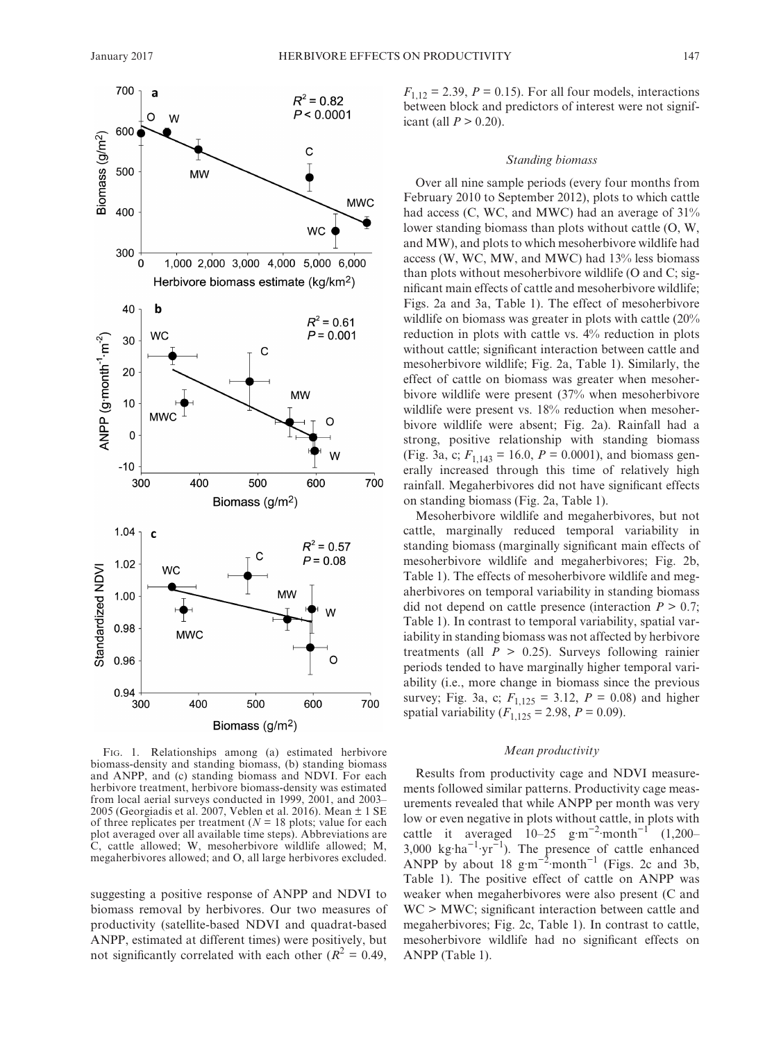FIG. 1. Relationships among (a) estimated herbivore biomass-density and standing biomass, (b) standing biomass and ANPP, and (c) standing biomass and NDVI. For each herbivore treatment, herbivore biomass-density was estimated from local aerial surveys conducted in 1999, 2001, and 2003–2005 (Georgiadis et al. 2007, Veblen et al. 2016). Mean ± 1 SE of three replicates per treatment ($N = 18$ plots; value for each plot averaged over all available time steps). Abbreviations are C, cattle allowed; W, mesoherbivore wildlife allowed; M, megaherbivores allowed; and O, all large herbivores excluded.

suggesting a positive response of ANPP and NDVI to biomass removal by herbivores. Our two measures of productivity (satellite-based NDVI and quadrat-based ANPP, estimated at different times) were positively, but not significantly correlated with each other ($R^2 = 0.49$, $F_{1,12} = 2.39$, $P = 0.15$). For all four models, interactions between block and predictors of interest were not significant (all $P > 0.20$).

### *Standing biomass*

Over all nine sample periods (every four months from February 2010 to September 2012), plots to which cattle had access (C, WC, and MWC) had an average of 31% lower standing biomass than plots without cattle (O, W, and MW), and plots to which mesoherbivore wildlife had access (W, WC, MW, and MWC) had 13% less biomass than plots without mesoherbivore wildlife (O and C; significant main effects of cattle and mesoherbivore wildlife; Figs. 2a and 3a, Table 1). The effect of mesoherbivore wildlife on biomass was greater in plots with cattle (20% reduction in plots with cattle vs. 4% reduction in plots without cattle; significant interaction between cattle and mesoherbivore wildlife; Fig. 2a, Table 1). Similarly, the effect of cattle on biomass was greater when mesoherbivore wildlife were present (37% when mesoherbivore wildlife were present vs. 18% reduction when mesoherbivore wildlife were absent; Fig. 2a). Rainfall had a strong, positive relationship with standing biomass (Fig. 3a, c; $F_{1,143} = 16.0$, $P = 0.0001$), and biomass generally increased through this time of relatively high rainfall. Megaherbivores did not have significant effects on standing biomass (Fig. 2a, Table 1).

Mesoherbivore wildlife and megaherbivores, but not cattle, marginally reduced temporal variability in standing biomass (marginally significant main effects of mesoherbivore wildlife and megaherbivores; Fig. 2b, Table 1). The effects of mesoherbivore wildlife and megaherbivores on temporal variability in standing biomass did not depend on cattle presence (interaction $P > 0.7$; Table 1). In contrast to temporal variability, spatial variability in standing biomass was not affected by herbivore treatments (all $P > 0.25$). Surveys following rainier periods tended to have marginally higher temporal variability (i.e., more change in biomass since the previous survey; Fig. 3a, c; $F_{1,125} = 3.12$, $P = 0.08$) and higher spatial variability ($F_{1,125} = 2.98$, $P = 0.09$).

### *Mean productivity*

Results from productivity cage and NDVI measurements followed similar patterns. Productivity cage measurements revealed that while ANPP per month was very low or even negative in plots without cattle, in plots with cattle it averaged 10–25 $g \cdot m^{-2} \cdot month^{-1}$ (1,200–3,000 $kg \cdot ha^{-1} \cdot yr^{-1}$). The presence of cattle enhanced ANPP by about 18 $g \cdot m^{-2} \cdot month^{-1}$ (Figs. 2c and 3b, Table 1). The positive effect of cattle on ANPP was weaker when megaherbivores were also present (C and WC > MWC; significant interaction between cattle and megaherbivores; Fig. 2c, Table 1). In contrast to cattle, mesoherbivore wildlife had no significant effects on ANPP (Table 1).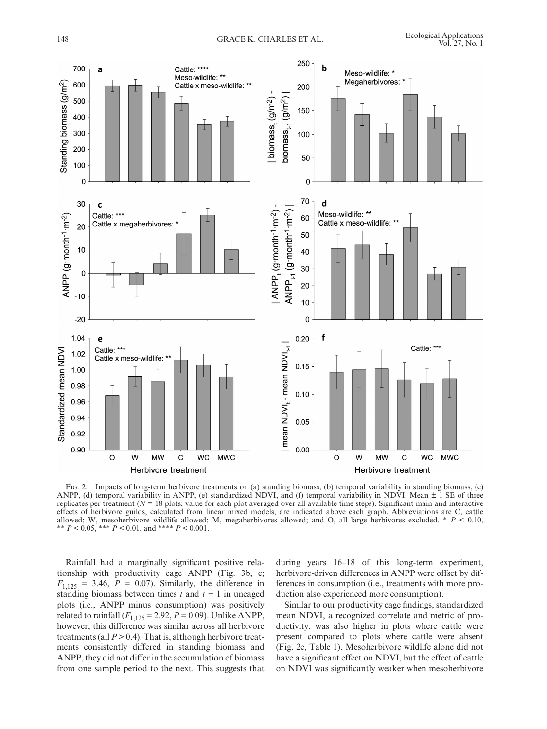Fig. 2. Impacts of long-term herbivore treatments on (a) standing biomass, (b) temporal variability in standing biomass, (c) ANPP, (d) temporal variability in ANPP, (e) standardized NDVI, and (f) temporal variability in NDVI. Mean ± 1 SE of three replicates per treatment ($N = 18$ plots; value for each plot averaged over all available time steps). Significant main and interactive effects of herbivore guilds, calculated from linear mixed models, are indicated above each graph. Abbreviations are C, cattle allowed; W, mesoherbivore wildlife allowed; M, megaherbivores allowed; and O, all large herbivores excluded. * $P < 0.10$, ** $P < 0.05$, *** $P < 0.01$, and **** $P < 0.001$.

Rainfall had a marginally significant positive relationship with productivity cage ANPP (Fig. 3b, c; $F_{1,125} = 3.46$, $P = 0.07$). Similarly, the difference in standing biomass between times $t$ and $t - 1$ in uncaged plots (i.e., ANPP minus consumption) was positively related to rainfall ($F_{1,125} = 2.92$, $P = 0.09$). Unlike ANPP, however, this difference was similar across all herbivore treatments (all $P > 0.4$). That is, although herbivore treatments consistently differed in standing biomass and ANPP, they did not differ in the accumulation of biomass from one sample period to the next. This suggests that during years 16–18 of this long-term experiment, herbivore-driven differences in ANPP were offset by differences in consumption (i.e., treatments with more production also experienced more consumption).

Similar to our productivity cage findings, standardized mean NDVI, a recognized correlate and metric of productivity, was also higher in plots where cattle were present compared to plots where cattle were absent (Fig. 2e, Table 1). Mesoherbivore wildlife alone did not have a significant effect on NDVI, but the effect of cattle on NDVI was significantly weaker when mesoherbivore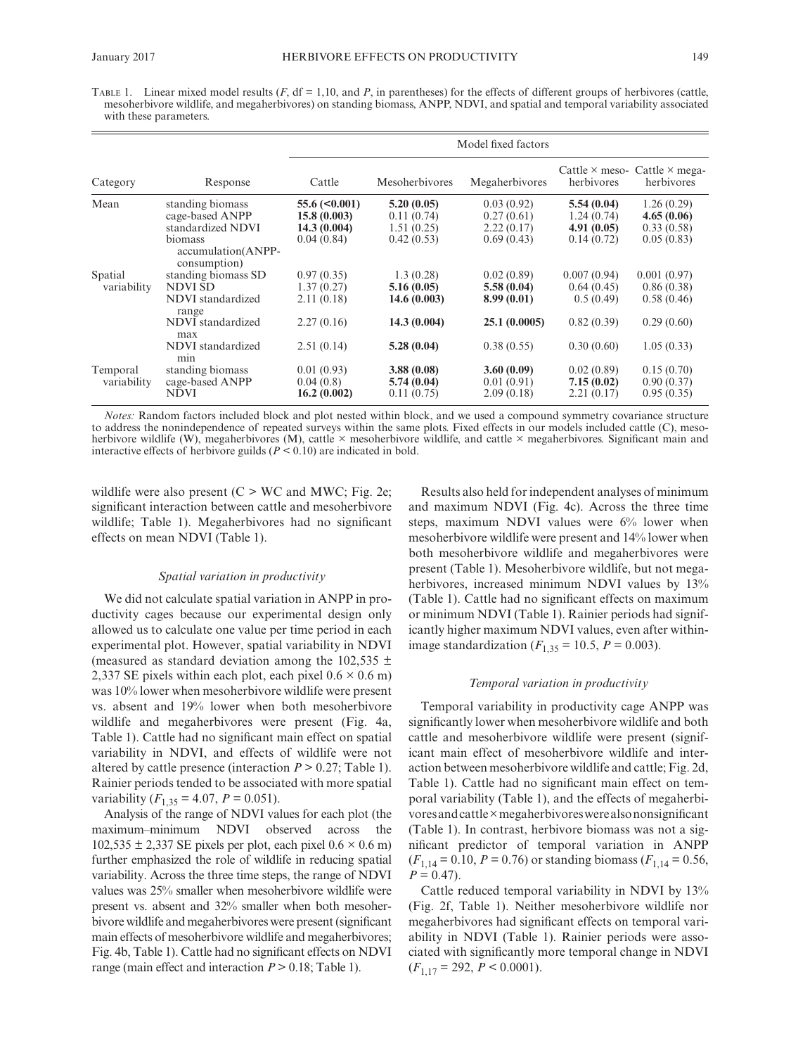Table 1. Linear mixed model results ($F$, df = 1,10, and $P$, in parentheses) for the effects of different groups of herbivores (cattle, mesoherbivore wildlife, and megaherbivores) on standing biomass, ANPP, NDVI, and spatial and temporal variability associated with these parameters.

| Category | Response | Model fixed factors | | | | |
|---|---|---|---|---|---|---|
| | | Cattle | Mesoherbivores | Megaherbivores | Cattle × mesoherbivores | Cattle × megaherbivores |
| Mean | standing biomass | **55.6 (<0.001)** | **5.20 (0.05)** | 0.03 (0.92) | **5.54 (0.04)** | 1.26 (0.29) |
| | cage-based ANPP | **15.8 (0.003)** | 0.11 (0.74) | 0.27 (0.61) | 1.24 (0.74) | **4.65 (0.06)** |
| | standardized NDVI | **14.3 (0.004)** | 1.51 (0.25) | 2.22 (0.17) | **4.91 (0.05)** | 0.33 (0.58) |
| | biomass accumulation(ANPP-consumption) | 0.04 (0.84) | 0.42 (0.53) | 0.69 (0.43) | 0.14 (0.72) | 0.05 (0.83) |
| Spatial variability | standing biomass SD | 0.97 (0.35) | 1.3 (0.28) | 0.02 (0.89) | 0.007 (0.94) | 0.001 (0.97) |
| | NDVI SD | 1.37 (0.27) | **5.16 (0.05)** | **5.58 (0.04)** | 0.64 (0.45) | 0.86 (0.38) |
| | NDVI standardized range | 2.11 (0.18) | **14.6 (0.003)** | **8.99 (0.01)** | 0.5 (0.49) | 0.58 (0.46) |
| | NDVI standardized max | 2.27 (0.16) | **14.3 (0.004)** | **25.1 (0.0005)** | 0.82 (0.39) | 0.29 (0.60) |
| | NDVI standardized min | 2.51 (0.14) | **5.28 (0.04)** | 0.38 (0.55) | 0.30 (0.60) | 1.05 (0.33) |
| Temporal variability | standing biomass | 0.01 (0.93) | **3.88 (0.08)** | **3.60 (0.09)** | 0.02 (0.89) | 0.15 (0.70) |
| | cage-based ANPP | 0.04 (0.8) | **5.74 (0.04)** | 0.01 (0.91) | **7.15 (0.02)** | 0.90 (0.37) |
| | NDVI | **16.2 (0.002)** | 0.11 (0.75) | 2.09 (0.18) | 2.21 (0.17) | 0.95 (0.35) |

*Notes:* Random factors included block and plot nested within block, and we used a compound symmetry covariance structure to address the nonindependence of repeated surveys within the same plots. Fixed effects in our models included cattle (C), mesoherbivore wildlife (W), megaherbivores (M), cattle × mesoherbivore wildlife, and cattle × megaherbivores. Significant main and interactive effects of herbivore guilds ($P < 0.10$) are indicated in bold.

wildlife were also present (C > WC and MWC; Fig. 2e; significant interaction between cattle and mesoherbivore wildlife; Table 1). Megaherbivores had no significant effects on mean NDVI (Table 1).

### *Spatial variation in productivity*

We did not calculate spatial variation in ANPP in productivity cages because our experimental design only allowed us to calculate one value per time period in each experimental plot. However, spatial variability in NDVI (measured as standard deviation among the 102,535 ± 2,337 SE pixels within each plot, each pixel 0.6 × 0.6 m) was 10% lower when mesoherbivore wildlife were present vs. absent and 19% lower when both mesoherbivore wildlife and megaherbivores were present (Fig. 4a, Table 1). Cattle had no significant main effect on spatial variability in NDVI, and effects of wildlife were not altered by cattle presence (interaction $P > 0.27$; Table 1). Rainier periods tended to be associated with more spatial variability ($F_{1,35} = 4.07$, $P = 0.051$).

Analysis of the range of NDVI values for each plot (the maximum–minimum NDVI observed across the 102,535 ± 2,337 SE pixels per plot, each pixel 0.6 × 0.6 m) further emphasized the role of wildlife in reducing spatial variability. Across the three time steps, the range of NDVI values was 25% smaller when mesoherbivore wildlife were present vs. absent and 32% smaller when both mesoherbivore wildlife and megaherbivores were present (significant main effects of mesoherbivore wildlife and megaherbivores; Fig. 4b, Table 1). Cattle had no significant effects on NDVI range (main effect and interaction $P > 0.18$; Table 1).

Results also held for independent analyses of minimum and maximum NDVI (Fig. 4c). Across the three time steps, maximum NDVI values were 6% lower when mesoherbivore wildlife were present and 14% lower when both mesoherbivore wildlife and megaherbivores were present (Table 1). Mesoherbivore wildlife, but not megaherbivores, increased minimum NDVI values by 13% (Table 1). Cattle had no significant effects on maximum or minimum NDVI (Table 1). Rainier periods had significantly higher maximum NDVI values, even after within-image standardization ($F_{1,35} = 10.5$, $P = 0.003$).

### *Temporal variation in productivity*

Temporal variability in productivity cage ANPP was significantly lower when mesoherbivore wildlife and both cattle and mesoherbivore wildlife were present (significant main effect of mesoherbivore wildlife and interaction between mesoherbivore wildlife and cattle; Fig. 2d, Table 1). Cattle had no significant main effect on temporal variability (Table 1), and the effects of megaherbivores and cattle × megaherbivores were also nonsignificant (Table 1). In contrast, herbivore biomass was not a significant predictor of temporal variation in ANPP ($F_{1,14} = 0.10$, $P = 0.76$) or standing biomass ($F_{1,14} = 0.56$, $P = 0.47$).

Cattle reduced temporal variability in NDVI by 13% (Fig. 2f, Table 1). Neither mesoherbivore wildlife nor megaherbivores had significant effects on temporal variability in NDVI (Table 1). Rainier periods were associated with significantly more temporal change in NDVI ($F_{1,17} = 292$, $P < 0.0001$).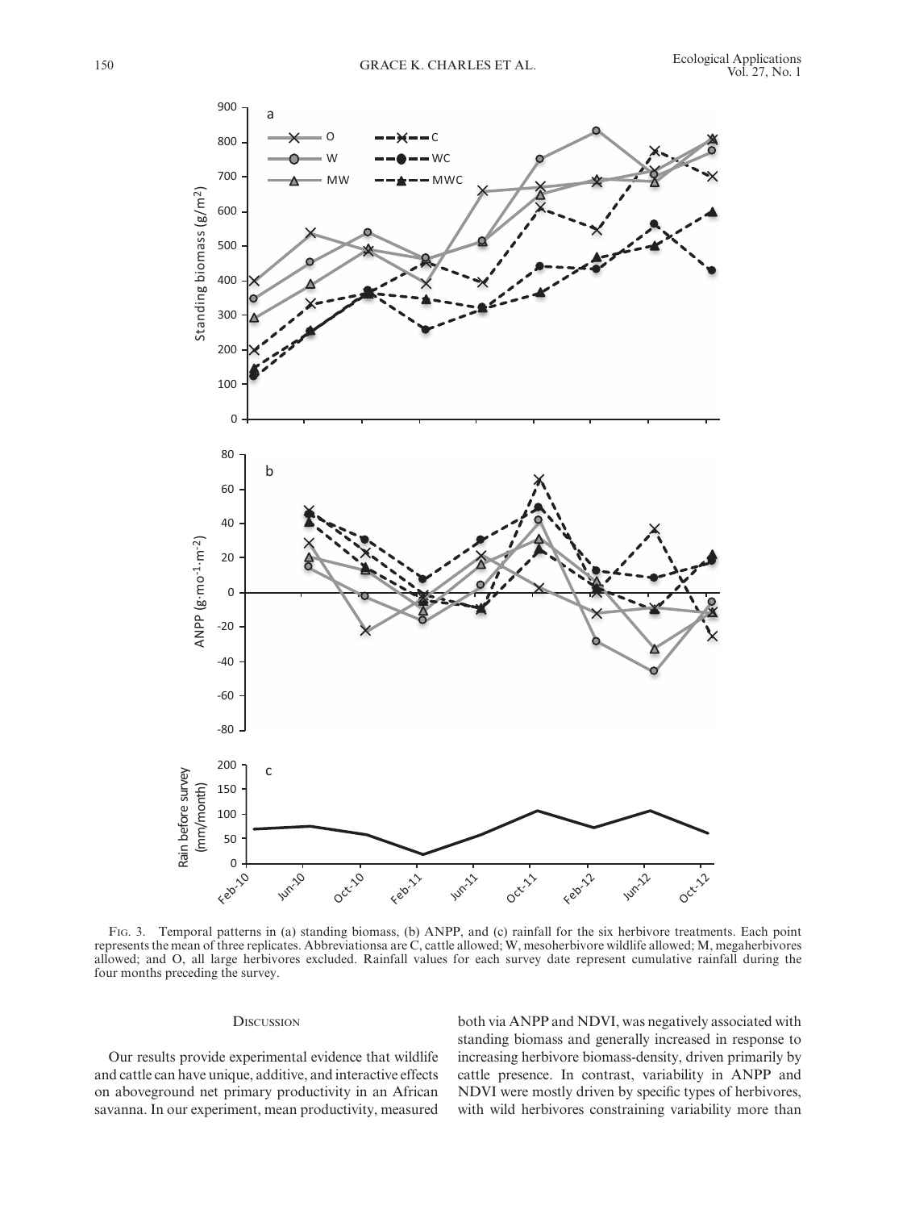Fig. 3. Temporal patterns in (a) standing biomass, (b) ANPP, and (c) rainfall for the six herbivore treatments. Each point represents the mean of three replicates. Abbreviationsa are C, cattle allowed; W, mesoherbivore wildlife allowed; M, megaherbivores allowed; and O, all large herbivores excluded. Rainfall values for each survey date represent cumulative rainfall during the four months preceding the survey.

## Discussion

Our results provide experimental evidence that wildlife and cattle can have unique, additive, and interactive effects on aboveground net primary productivity in an African savanna. In our experiment, mean productivity, measured both via ANPP and NDVI, was negatively associated with standing biomass and generally increased in response to increasing herbivore biomass-density, driven primarily by cattle presence. In contrast, variability in ANPP and NDVI were mostly driven by specific types of herbivores, with wild herbivores constraining variability more than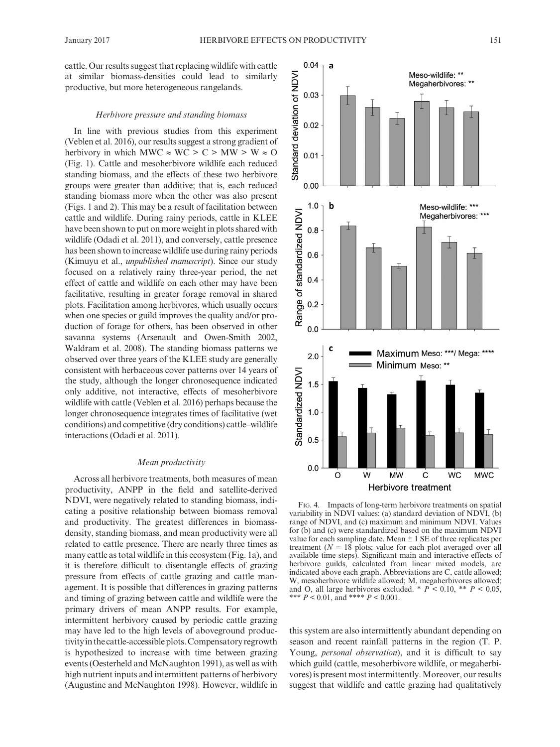cattle. Our results suggest that replacing wildlife with cattle at similar biomass-densities could lead to similarly productive, but more heterogeneous rangelands.

### *Herbivore pressure and standing biomass*

In line with previous studies from this experiment (Veblen et al. 2016), our results suggest a strong gradient of herbivory in which MWC ≈ WC > C > MW > W ≈ O (Fig. 1). Cattle and mesoherbivore wildlife each reduced standing biomass, and the effects of these two herbivore groups were greater than additive; that is, each reduced standing biomass more when the other was also present (Figs. 1 and 2). This may be a result of facilitation between cattle and wildlife. During rainy periods, cattle in KLEE have been shown to put on more weight in plots shared with wildlife (Odadi et al. 2011), and conversely, cattle presence has been shown to increase wildlife use during rainy periods (Kimuyu et al., *unpublished manuscript*). Since our study focused on a relatively rainy three-year period, the net effect of cattle and wildlife on each other may have been facilitative, resulting in greater forage removal in shared plots. Facilitation among herbivores, which usually occurs when one species or guild improves the quality and/or production of forage for others, has been observed in other savanna systems (Arsenault and Owen-Smith 2002, Waldram et al. 2008). The standing biomass patterns we observed over three years of the KLEE study are generally consistent with herbaceous cover patterns over 14 years of the study, although the longer chronosequence indicated only additive, not interactive, effects of mesoherbivore wildlife with cattle (Veblen et al. 2016) perhaps because the longer chronosequence integrates times of facilitative (wet conditions) and competitive (dry conditions) cattle–wildlife interactions (Odadi et al. 2011).

### *Mean productivity*

Across all herbivore treatments, both measures of mean productivity, ANPP in the field and satellite-derived NDVI, were negatively related to standing biomass, indicating a positive relationship between biomass removal and productivity. The greatest differences in biomass-density, standing biomass, and mean productivity were all related to cattle presence. There are nearly three times as many cattle as total wildlife in this ecosystem (Fig. 1a), and it is therefore difficult to disentangle effects of grazing pressure from effects of cattle grazing and cattle management. It is possible that differences in grazing patterns and timing of grazing between cattle and wildlife were the primary drivers of mean ANPP results. For example, intermittent herbivory caused by periodic cattle grazing may have led to the high levels of aboveground productivity in the cattle-accessible plots. Compensatory regrowth is hypothesized to increase with time between grazing events (Oesterheld and McNaughton 1991), as well as with high nutrient inputs and intermittent patterns of herbivory (Augustine and McNaughton 1998). However, wildlife in this system are also intermittently abundant depending on season and recent rainfall patterns in the region (T. P. Young, *personal observation*), and it is difficult to say which guild (cattle, mesoherbivore wildlife, or megaherbivores) is present most intermittently. Moreover, our results suggest that wildlife and cattle grazing had qualitatively

Fig. 4. Impacts of long-term herbivore treatments on spatial variability in NDVI values: (a) standard deviation of NDVI, (b) range of NDVI, and (c) maximum and minimum NDVI. Values for (b) and (c) were standardized based on the maximum NDVI value for each sampling date. Mean ± 1 SE of three replicates per treatment ($N$ = 18 plots; value for each plot averaged over all available time steps). Significant main and interactive effects of herbivore guilds, calculated from linear mixed models, are indicated above each graph. Abbreviations are C, cattle allowed; W, mesoherbivore wildlife allowed; M, megaherbivores allowed; and O, all large herbivores excluded. * $P < 0.10$, ** $P < 0.05$, *** $P < 0.01$, and **** $P < 0.001$.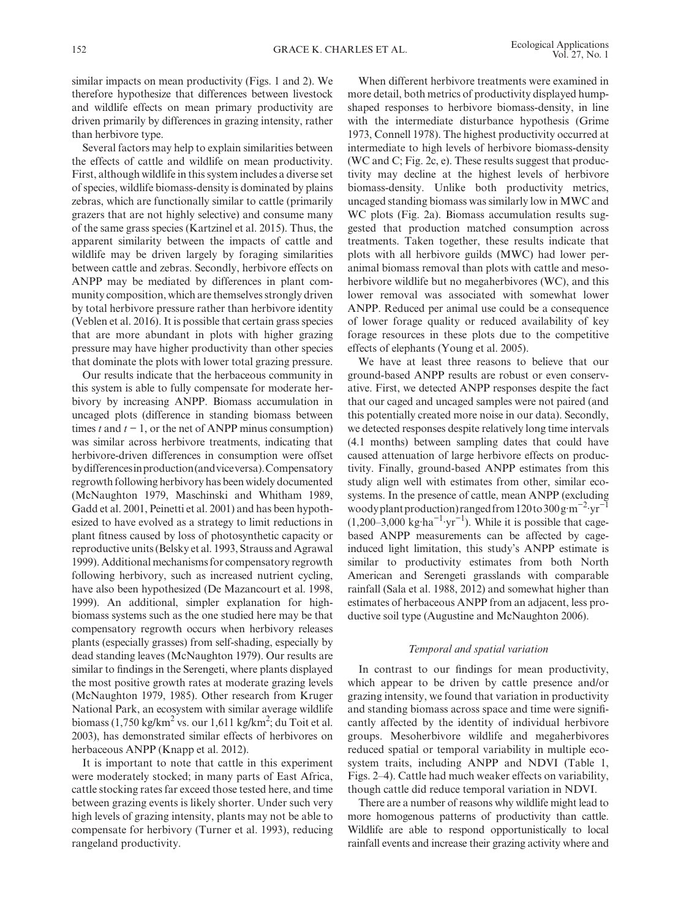similar impacts on mean productivity (Figs. 1 and 2). We therefore hypothesize that differences between livestock and wildlife effects on mean primary productivity are driven primarily by differences in grazing intensity, rather than herbivore type.

Several factors may help to explain similarities between the effects of cattle and wildlife on mean productivity. First, although wildlife in this system includes a diverse set of species, wildlife biomass-density is dominated by plains zebras, which are functionally similar to cattle (primarily grazers that are not highly selective) and consume many of the same grass species (Kartzinel et al. 2015). Thus, the apparent similarity between the impacts of cattle and wildlife may be driven largely by foraging similarities between cattle and zebras. Secondly, herbivore effects on ANPP may be mediated by differences in plant community composition, which are themselves strongly driven by total herbivore pressure rather than herbivore identity (Veblen et al. 2016). It is possible that certain grass species that are more abundant in plots with higher grazing pressure may have higher productivity than other species that dominate the plots with lower total grazing pressure.

Our results indicate that the herbaceous community in this system is able to fully compensate for moderate herbivory by increasing ANPP. Biomass accumulation in uncaged plots (difference in standing biomass between times $t$ and $t - 1$, or the net of ANPP minus consumption) was similar across herbivore treatments, indicating that herbivore-driven differences in consumption were offset by differences in production (and vice versa). Compensatory regrowth following herbivory has been widely documented (McNaughton 1979, Maschinski and Whitham 1989, Gadd et al. 2001, Peinetti et al. 2001) and has been hypothesized to have evolved as a strategy to limit reductions in plant fitness caused by loss of photosynthetic capacity or reproductive units (Belsky et al. 1993, Strauss and Agrawal 1999). Additional mechanisms for compensatory regrowth following herbivory, such as increased nutrient cycling, have also been hypothesized (De Mazancourt et al. 1998, 1999). An additional, simpler explanation for high-biomass systems such as the one studied here may be that compensatory regrowth occurs when herbivory releases plants (especially grasses) from self-shading, especially by dead standing leaves (McNaughton 1979). Our results are similar to findings in the Serengeti, where plants displayed the most positive growth rates at moderate grazing levels (McNaughton 1979, 1985). Other research from Kruger National Park, an ecosystem with similar average wildlife biomass (1,750 kg/km$^2$ vs. our 1,611 kg/km$^2$; du Toit et al. 2003), has demonstrated similar effects of herbivores on herbaceous ANPP (Knapp et al. 2012).

It is important to note that cattle in this experiment were moderately stocked; in many parts of East Africa, cattle stocking rates far exceed those tested here, and time between grazing events is likely shorter. Under such very high levels of grazing intensity, plants may not be able to compensate for herbivory (Turner et al. 1993), reducing rangeland productivity.

When different herbivore treatments were examined in more detail, both metrics of productivity displayed hump-shaped responses to herbivore biomass-density, in line with the intermediate disturbance hypothesis (Grime 1973, Connell 1978). The highest productivity occurred at intermediate to high levels of herbivore biomass-density (WC and C; Fig. 2c, e). These results suggest that productivity may decline at the highest levels of herbivore biomass-density. Unlike both productivity metrics, uncaged standing biomass was similarly low in MWC and WC plots (Fig. 2a). Biomass accumulation results suggested that production matched consumption across treatments. Taken together, these results indicate that plots with all herbivore guilds (MWC) had lower per-animal biomass removal than plots with cattle and mesoherbivore wildlife but no megaherbivores (WC), and this lower removal was associated with somewhat lower ANPP. Reduced per animal use could be a consequence of lower forage quality or reduced availability of key forage resources in these plots due to the competitive effects of elephants (Young et al. 2005).

We have at least three reasons to believe that our ground-based ANPP results are robust or even conservative. First, we detected ANPP responses despite the fact that our caged and uncaged samples were not paired (and this potentially created more noise in our data). Secondly, we detected responses despite relatively long time intervals (4.1 months) between sampling dates that could have caused attenuation of large herbivore effects on productivity. Finally, ground-based ANPP estimates from this study align well with estimates from other, similar ecosystems. In the presence of cattle, mean ANPP (excluding woody plant production) ranged from 120 to 300 $g \cdot m^{-2} \cdot yr^{-1}$ (1,200–3,000 $kg \cdot ha^{-1} \cdot yr^{-1}$). While it is possible that cage-based ANPP measurements can be affected by cage-induced light limitation, this study's ANPP estimate is similar to productivity estimates from both North American and Serengeti grasslands with comparable rainfall (Sala et al. 1988, 2012) and somewhat higher than estimates of herbaceous ANPP from an adjacent, less productive soil type (Augustine and McNaughton 2006).

### *Temporal and spatial variation*

In contrast to our findings for mean productivity, which appear to be driven by cattle presence and/or grazing intensity, we found that variation in productivity and standing biomass across space and time were significantly affected by the identity of individual herbivore groups. Mesoherbivore wildlife and megaherbivores reduced spatial or temporal variability in multiple ecosystem traits, including ANPP and NDVI (Table 1, Figs. 2–4). Cattle had much weaker effects on variability, though cattle did reduce temporal variation in NDVI.

There are a number of reasons why wildlife might lead to more homogenous patterns of productivity than cattle. Wildlife are able to respond opportunistically to local rainfall events and increase their grazing activity where and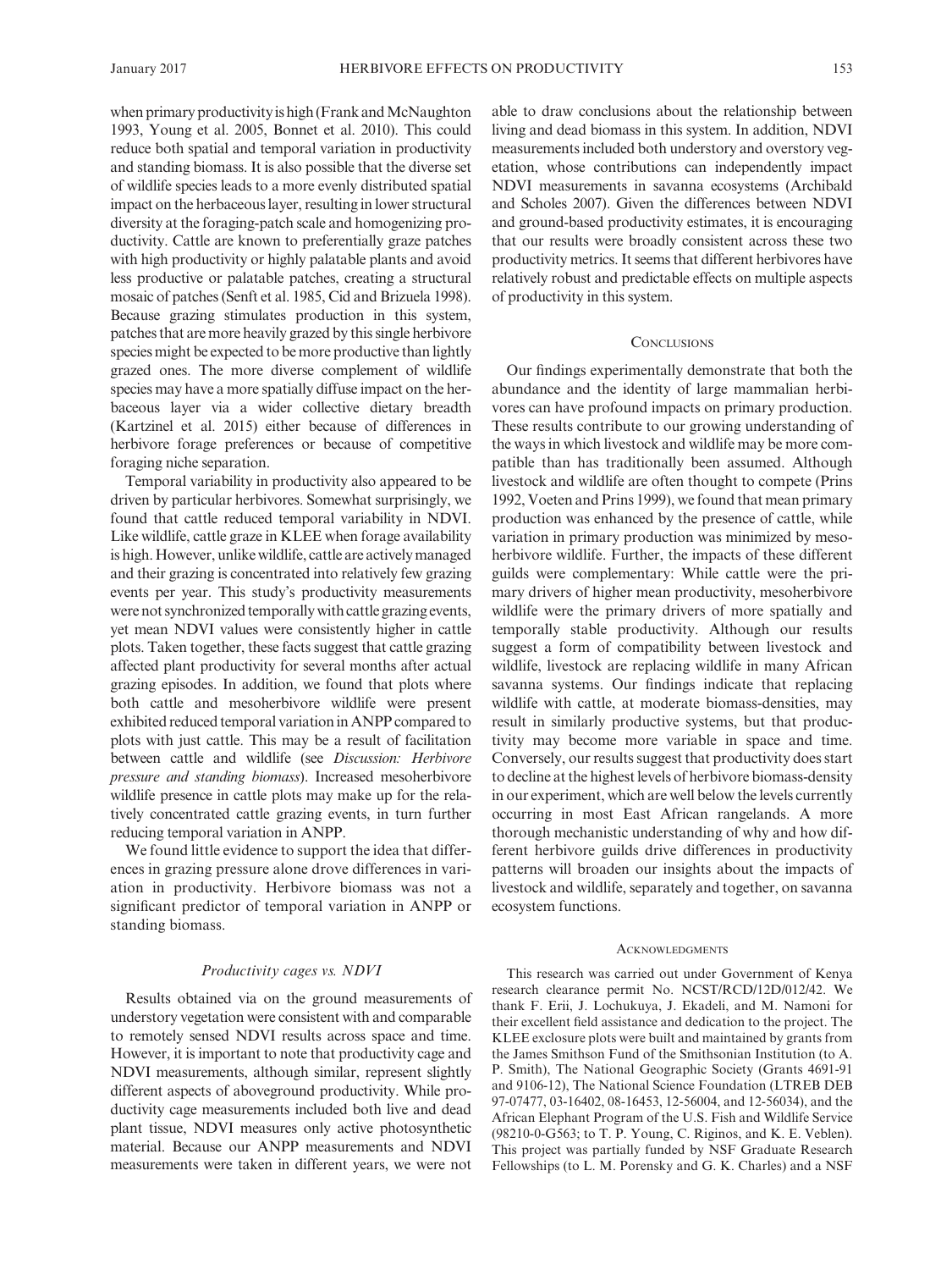when primary productivity is high (Frank and McNaughton 1993, Young et al. 2005, Bonnet et al. 2010). This could reduce both spatial and temporal variation in productivity and standing biomass. It is also possible that the diverse set of wildlife species leads to a more evenly distributed spatial impact on the herbaceous layer, resulting in lower structural diversity at the foraging-patch scale and homogenizing productivity. Cattle are known to preferentially graze patches with high productivity or highly palatable plants and avoid less productive or palatable patches, creating a structural mosaic of patches (Senft et al. 1985, Cid and Brizuela 1998). Because grazing stimulates production in this system, patches that are more heavily grazed by this single herbivore species might be expected to be more productive than lightly grazed ones. The more diverse complement of wildlife species may have a more spatially diffuse impact on the herbaceous layer via a wider collective dietary breadth (Kartzinel et al. 2015) either because of differences in herbivore forage preferences or because of competitive foraging niche separation.

Temporal variability in productivity also appeared to be driven by particular herbivores. Somewhat surprisingly, we found that cattle reduced temporal variability in NDVI. Like wildlife, cattle graze in KLEE when forage availability is high. However, unlike wildlife, cattle are actively managed and their grazing is concentrated into relatively few grazing events per year. This study's productivity measurements were not synchronized temporally with cattle grazing events, yet mean NDVI values were consistently higher in cattle plots. Taken together, these facts suggest that cattle grazing affected plant productivity for several months after actual grazing episodes. In addition, we found that plots where both cattle and mesoherbivore wildlife were present exhibited reduced temporal variation in ANPP compared to plots with just cattle. This may be a result of facilitation between cattle and wildlife (see *Discussion: Herbivore pressure and standing biomass*). Increased mesoherbivore wildlife presence in cattle plots may make up for the relatively concentrated cattle grazing events, in turn further reducing temporal variation in ANPP.

We found little evidence to support the idea that differences in grazing pressure alone drove differences in variation in productivity. Herbivore biomass was not a significant predictor of temporal variation in ANPP or standing biomass.

### *Productivity cages vs. NDVI*

Results obtained via on the ground measurements of understory vegetation were consistent with and comparable to remotely sensed NDVI results across space and time. However, it is important to note that productivity cage and NDVI measurements, although similar, represent slightly different aspects of aboveground productivity. While productivity cage measurements included both live and dead plant tissue, NDVI measures only active photosynthetic material. Because our ANPP measurements and NDVI measurements were taken in different years, we were not able to draw conclusions about the relationship between living and dead biomass in this system. In addition, NDVI measurements included both understory and overstory vegetation, whose contributions can independently impact NDVI measurements in savanna ecosystems (Archibald and Scholes 2007). Given the differences between NDVI and ground-based productivity estimates, it is encouraging that our results were broadly consistent across these two productivity metrics. It seems that different herbivores have relatively robust and predictable effects on multiple aspects of productivity in this system.

## Conclusions

Our findings experimentally demonstrate that both the abundance and the identity of large mammalian herbivores can have profound impacts on primary production. These results contribute to our growing understanding of the ways in which livestock and wildlife may be more compatible than has traditionally been assumed. Although livestock and wildlife are often thought to compete (Prins 1992, Voeten and Prins 1999), we found that mean primary production was enhanced by the presence of cattle, while variation in primary production was minimized by mesoherbivore wildlife. Further, the impacts of these different guilds were complementary: While cattle were the primary drivers of higher mean productivity, mesoherbivore wildlife were the primary drivers of more spatially and temporally stable productivity. Although our results suggest a form of compatibility between livestock and wildlife, livestock are replacing wildlife in many African savanna systems. Our findings indicate that replacing wildlife with cattle, at moderate biomass-densities, may result in similarly productive systems, but that productivity may become more variable in space and time. Conversely, our results suggest that productivity does start to decline at the highest levels of herbivore biomass-density in our experiment, which are well below the levels currently occurring in most East African rangelands. A more thorough mechanistic understanding of why and how different herbivore guilds drive differences in productivity patterns will broaden our insights about the impacts of livestock and wildlife, separately and together, on savanna ecosystem functions.

## Acknowledgments

This research was carried out under Government of Kenya research clearance permit No. NCST/RCD/12D/012/42. We thank F. Erii, J. Lochukuya, J. Ekadeli, and M. Namoni for their excellent field assistance and dedication to the project. The KLEE exclosure plots were built and maintained by grants from the James Smithson Fund of the Smithsonian Institution (to A. P. Smith), The National Geographic Society (Grants 4691-91 and 9106-12), The National Science Foundation (LTREB DEB 97-07477, 03-16402, 08-16453, 12-56004, and 12-56034), and the African Elephant Program of the U.S. Fish and Wildlife Service (98210-0-G563; to T. P. Young, C. Riginos, and K. E. Veblen). This project was partially funded by NSF Graduate Research Fellowships (to L. M. Porensky and G. K. Charles) and a NSF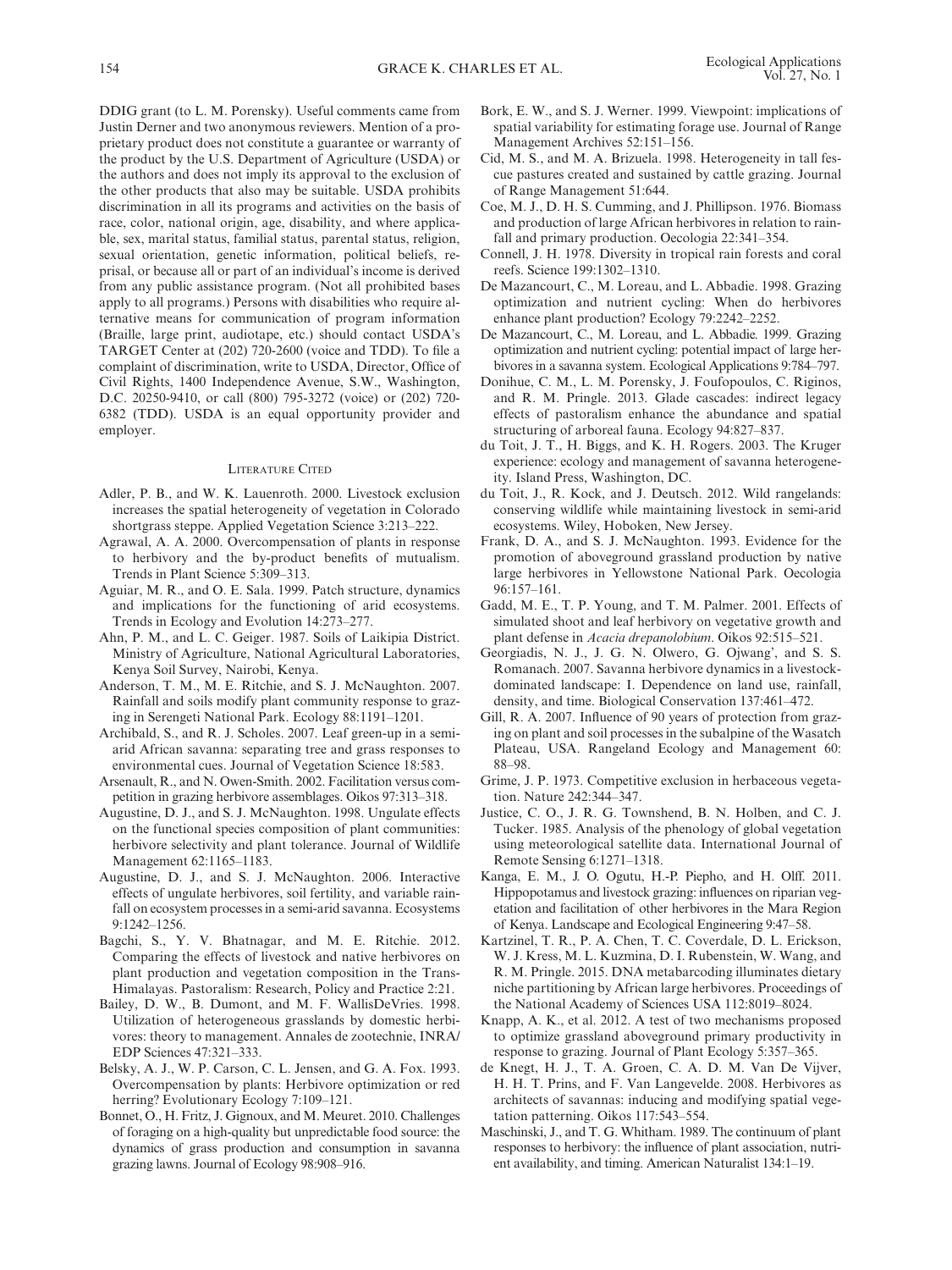DDIG grant (to L. M. Porensky). Useful comments came from Justin Derner and two anonymous reviewers. Mention of a proprietary product does not constitute a guarantee or warranty of the product by the U.S. Department of Agriculture (USDA) or the authors and does not imply its approval to the exclusion of the other products that also may be suitable. USDA prohibits discrimination in all its programs and activities on the basis of race, color, national origin, age, disability, and where applicable, sex, marital status, familial status, parental status, religion, sexual orientation, genetic information, political beliefs, reprisal, or because all or part of an individual's income is derived from any public assistance program. (Not all prohibited bases apply to all programs.) Persons with disabilities who require alternative means for communication of program information (Braille, large print, audiotape, etc.) should contact USDA's TARGET Center at (202) 720-2600 (voice and TDD). To file a complaint of discrimination, write to USDA, Director, Office of Civil Rights, 1400 Independence Avenue, S.W., Washington, D.C. 20250-9410, or call (800) 795-3272 (voice) or (202) 720-6382 (TDD). USDA is an equal opportunity provider and employer.

## Literature Cited

Adler, P. B., and W. K. Lauenroth. 2000. Livestock exclusion increases the spatial heterogeneity of vegetation in Colorado shortgrass steppe. Applied Vegetation Science 3:213–222.

Agrawal, A. A. 2000. Overcompensation of plants in response to herbivory and the by-product benefits of mutualism. Trends in Plant Science 5:309–313.

Aguiar, M. R., and O. E. Sala. 1999. Patch structure, dynamics and implications for the functioning of arid ecosystems. Trends in Ecology and Evolution 14:273–277.

Ahn, P. M., and L. C. Geiger. 1987. Soils of Laikipia District. Ministry of Agriculture, National Agricultural Laboratories, Kenya Soil Survey, Nairobi, Kenya.

Anderson, T. M., M. E. Ritchie, and S. J. McNaughton. 2007. Rainfall and soils modify plant community response to grazing in Serengeti National Park. Ecology 88:1191–1201.

Archibald, S., and R. J. Scholes. 2007. Leaf green-up in a semi-arid African savanna: separating tree and grass responses to environmental cues. Journal of Vegetation Science 18:583.

Arsenault, R., and N. Owen-Smith. 2002. Facilitation versus competition in grazing herbivore assemblages. Oikos 97:313–318.

Augustine, D. J., and S. J. McNaughton. 1998. Ungulate effects on the functional species composition of plant communities: herbivore selectivity and plant tolerance. Journal of Wildlife Management 62:1165–1183.

Augustine, D. J., and S. J. McNaughton. 2006. Interactive effects of ungulate herbivores, soil fertility, and variable rainfall on ecosystem processes in a semi-arid savanna. Ecosystems 9:1242–1256.

Bagchi, S., Y. V. Bhatnagar, and M. E. Ritchie. 2012. Comparing the effects of livestock and native herbivores on plant production and vegetation composition in the Trans-Himalayas. Pastoralism: Research, Policy and Practice 2:21.

Bailey, D. W., B. Dumont, and M. F. WallisDeVries. 1998. Utilization of heterogeneous grasslands by domestic herbivores: theory to management. Annales de zootechnie, INRA/EDP Sciences 47:321–333.

Belsky, A. J., W. P. Carson, C. L. Jensen, and G. A. Fox. 1993. Overcompensation by plants: Herbivore optimization or red herring? Evolutionary Ecology 7:109–121.

Bonnet, O., H. Fritz, J. Gignoux, and M. Meuret. 2010. Challenges of foraging on a high-quality but unpredictable food source: the dynamics of grass production and consumption in savanna grazing lawns. Journal of Ecology 98:908–916.

Bork, E. W., and S. J. Werner. 1999. Viewpoint: implications of spatial variability for estimating forage use. Journal of Range Management Archives 52:151–156.

Cid, M. S., and M. A. Brizuela. 1998. Heterogeneity in tall fescue pastures created and sustained by cattle grazing. Journal of Range Management 51:644.

Coe, M. J., D. H. S. Cumming, and J. Phillipson. 1976. Biomass and production of large African herbivores in relation to rainfall and primary production. Oecologia 22:341–354.

Connell, J. H. 1978. Diversity in tropical rain forests and coral reefs. Science 199:1302–1310.

De Mazancourt, C., M. Loreau, and L. Abbadie. 1998. Grazing optimization and nutrient cycling: When do herbivores enhance plant production? Ecology 79:2242–2252.

De Mazancourt, C., M. Loreau, and L. Abbadie. 1999. Grazing optimization and nutrient cycling: potential impact of large herbivores in a savanna system. Ecological Applications 9:784–797.

Donihue, C. M., L. M. Porensky, J. Foufopoulos, C. Riginos, and R. M. Pringle. 2013. Glade cascades: indirect legacy effects of pastoralism enhance the abundance and spatial structuring of arboreal fauna. Ecology 94:827–837.

du Toit, J. T., H. Biggs, and K. H. Rogers. 2003. The Kruger experience: ecology and management of savanna heterogeneity. Island Press, Washington, DC.

du Toit, J., R. Kock, and J. Deutsch. 2012. Wild rangelands: conserving wildlife while maintaining livestock in semi-arid ecosystems. Wiley, Hoboken, New Jersey.

Frank, D. A., and S. J. McNaughton. 1993. Evidence for the promotion of aboveground grassland production by native large herbivores in Yellowstone National Park. Oecologia 96:157–161.

Gadd, M. E., T. P. Young, and T. M. Palmer. 2001. Effects of simulated shoot and leaf herbivory on vegetative growth and plant defense in *Acacia drepanolobium*. Oikos 92:515–521.

Georgiadis, N. J., J. G. N. Olwero, G. Ojwang', and S. S. Romanach. 2007. Savanna herbivore dynamics in a livestock-dominated landscape: I. Dependence on land use, rainfall, density, and time. Biological Conservation 137:461–472.

Gill, R. A. 2007. Influence of 90 years of protection from grazing on plant and soil processes in the subalpine of the Wasatch Plateau, USA. Rangeland Ecology and Management 60: 88–98.

Grime, J. P. 1973. Competitive exclusion in herbaceous vegetation. Nature 242:344–347.

Justice, C. O., J. R. G. Townshend, B. N. Holben, and C. J. Tucker. 1985. Analysis of the phenology of global vegetation using meteorological satellite data. International Journal of Remote Sensing 6:1271–1318.

Kanga, E. M., J. O. Ogutu, H.-P. Piepho, and H. Olff. 2011. Hippopotamus and livestock grazing: influences on riparian vegetation and facilitation of other herbivores in the Mara Region of Kenya. Landscape and Ecological Engineering 9:47–58.

Kartzinel, T. R., P. A. Chen, T. C. Coverdale, D. L. Erickson, W. J. Kress, M. L. Kuzmina, D. I. Rubenstein, W. Wang, and R. M. Pringle. 2015. DNA metabarcoding illuminates dietary niche partitioning by African large herbivores. Proceedings of the National Academy of Sciences USA 112:8019–8024.

Knapp, A. K., et al. 2012. A test of two mechanisms proposed to optimize grassland aboveground primary productivity in response to grazing. Journal of Plant Ecology 5:357–365.

de Knegt, H. J., T. A. Groen, C. A. D. M. Van De Vijver, H. H. T. Prins, and F. Van Langevelde. 2008. Herbivores as architects of savannas: inducing and modifying spatial vegetation patterning. Oikos 117:543–554.

Maschinski, J., and T. G. Whitham. 1989. The continuum of plant responses to herbivory: the influence of plant association, nutrient availability, and timing. American Naturalist 134:1–19.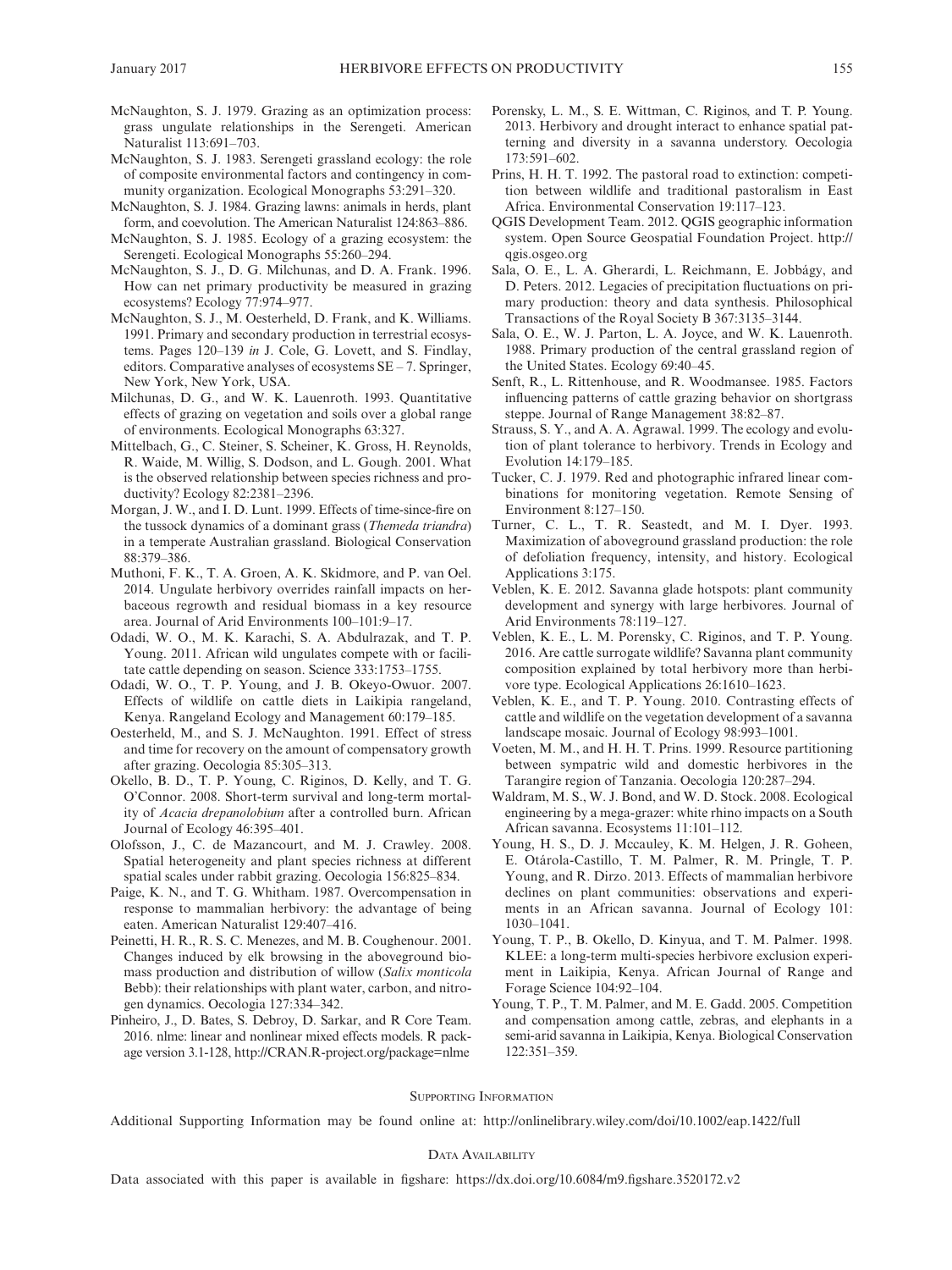McNaughton, S. J. 1979. Grazing as an optimization process: grass ungulate relationships in the Serengeti. American Naturalist 113:691–703.

McNaughton, S. J. 1983. Serengeti grassland ecology: the role of composite environmental factors and contingency in community organization. Ecological Monographs 53:291–320.

McNaughton, S. J. 1984. Grazing lawns: animals in herds, plant form, and coevolution. The American Naturalist 124:863–886.

McNaughton, S. J. 1985. Ecology of a grazing ecosystem: the Serengeti. Ecological Monographs 55:260–294.

McNaughton, S. J., D. G. Milchunas, and D. A. Frank. 1996. How can net primary productivity be measured in grazing ecosystems? Ecology 77:974–977.

McNaughton, S. J., M. Oesterheld, D. Frank, and K. Williams. 1991. Primary and secondary production in terrestrial ecosystems. Pages 120–139 *in* J. Cole, G. Lovett, and S. Findlay, editors. Comparative analyses of ecosystems SE – 7. Springer, New York, New York, USA.

Milchunas, D. G., and W. K. Lauenroth. 1993. Quantitative effects of grazing on vegetation and soils over a global range of environments. Ecological Monographs 63:327.

Mittelbach, G., C. Steiner, S. Scheiner, K. Gross, H. Reynolds, R. Waide, M. Willig, S. Dodson, and L. Gough. 2001. What is the observed relationship between species richness and productivity? Ecology 82:2381–2396.

Morgan, J. W., and I. D. Lunt. 1999. Effects of time-since-fire on the tussock dynamics of a dominant grass (*Themeda triandra*) in a temperate Australian grassland. Biological Conservation 88:379–386.

Muthoni, F. K., T. A. Groen, A. K. Skidmore, and P. van Oel. 2014. Ungulate herbivory overrides rainfall impacts on herbaceous regrowth and residual biomass in a key resource area. Journal of Arid Environments 100–101:9–17.

Odadi, W. O., M. K. Karachi, S. A. Abdulrazak, and T. P. Young. 2011. African wild ungulates compete with or facilitate cattle depending on season. Science 333:1753–1755.

Odadi, W. O., T. P. Young, and J. B. Okeyo-Owuor. 2007. Effects of wildlife on cattle diets in Laikipia rangeland, Kenya. Rangeland Ecology and Management 60:179–185.

Oesterheld, M., and S. J. McNaughton. 1991. Effect of stress and time for recovery on the amount of compensatory growth after grazing. Oecologia 85:305–313.

Okello, B. D., T. P. Young, C. Riginos, D. Kelly, and T. G. O'Connor. 2008. Short-term survival and long-term mortality of *Acacia drepanolobium* after a controlled burn. African Journal of Ecology 46:395–401.

Olofsson, J., C. de Mazancourt, and M. J. Crawley. 2008. Spatial heterogeneity and plant species richness at different spatial scales under rabbit grazing. Oecologia 156:825–834.

Paige, K. N., and T. G. Whitham. 1987. Overcompensation in response to mammalian herbivory: the advantage of being eaten. American Naturalist 129:407–416.

Peinetti, H. R., R. S. C. Menezes, and M. B. Coughenour. 2001. Changes induced by elk browsing in the aboveground biomass production and distribution of willow (*Salix monticola* Bebb): their relationships with plant water, carbon, and nitrogen dynamics. Oecologia 127:334–342.

Pinheiro, J., D. Bates, S. Debroy, D. Sarkar, and R Core Team. 2016. nlme: linear and nonlinear mixed effects models. R package version 3.1-128, http://CRAN.R-project.org/package=nlme

Porensky, L. M., S. E. Wittman, C. Riginos, and T. P. Young. 2013. Herbivory and drought interact to enhance spatial patterning and diversity in a savanna understory. Oecologia 173:591–602.

Prins, H. H. T. 1992. The pastoral road to extinction: competition between wildlife and traditional pastoralism in East Africa. Environmental Conservation 19:117–123.

QGIS Development Team. 2012. QGIS geographic information system. Open Source Geospatial Foundation Project. http://qgis.osgeo.org

Sala, O. E., L. A. Gherardi, L. Reichmann, E. Jobbágy, and D. Peters. 2012. Legacies of precipitation fluctuations on primary production: theory and data synthesis. Philosophical Transactions of the Royal Society B 367:3135–3144.

Sala, O. E., W. J. Parton, L. A. Joyce, and W. K. Lauenroth. 1988. Primary production of the central grassland region of the United States. Ecology 69:40–45.

Senft, R., L. Rittenhouse, and R. Woodmansee. 1985. Factors influencing patterns of cattle grazing behavior on shortgrass steppe. Journal of Range Management 38:82–87.

Strauss, S. Y., and A. A. Agrawal. 1999. The ecology and evolution of plant tolerance to herbivory. Trends in Ecology and Evolution 14:179–185.

Tucker, C. J. 1979. Red and photographic infrared linear combinations for monitoring vegetation. Remote Sensing of Environment 8:127–150.

Turner, C. L., T. R. Seastedt, and M. I. Dyer. 1993. Maximization of aboveground grassland production: the role of defoliation frequency, intensity, and history. Ecological Applications 3:175.

Veblen, K. E. 2012. Savanna glade hotspots: plant community development and synergy with large herbivores. Journal of Arid Environments 78:119–127.

Veblen, K. E., L. M. Porensky, C. Riginos, and T. P. Young. 2016. Are cattle surrogate wildlife? Savanna plant community composition explained by total herbivory more than herbivore type. Ecological Applications 26:1610–1623.

Veblen, K. E., and T. P. Young. 2010. Contrasting effects of cattle and wildlife on the vegetation development of a savanna landscape mosaic. Journal of Ecology 98:993–1001.

Voeten, M. M., and H. H. T. Prins. 1999. Resource partitioning between sympatric wild and domestic herbivores in the Tarangire region of Tanzania. Oecologia 120:287–294.

Waldram, M. S., W. J. Bond, and W. D. Stock. 2008. Ecological engineering by a mega-grazer: white rhino impacts on a South African savanna. Ecosystems 11:101–112.

Young, H. S., D. J. Mccauley, K. M. Helgen, J. R. Goheen, E. Otárola-Castillo, T. M. Palmer, R. M. Pringle, T. P. Young, and R. Dirzo. 2013. Effects of mammalian herbivore declines on plant communities: observations and experiments in an African savanna. Journal of Ecology 101: 1030–1041.

Young, T. P., B. Okello, D. Kinyua, and T. M. Palmer. 1998. KLEE: a long-term multi-species herbivore exclusion experiment in Laikipia, Kenya. African Journal of Range and Forage Science 104:92–104.

Young, T. P., T. M. Palmer, and M. E. Gadd. 2005. Competition and compensation among cattle, zebras, and elephants in a semi-arid savanna in Laikipia, Kenya. Biological Conservation 122:351–359.

## Supporting Information

Additional Supporting Information may be found online at: http://onlinelibrary.wiley.com/doi/10.1002/eap.1422/full

## Data Availability

Data associated with this paper is available in figshare: https://dx.doi.org/10.6084/m9.figshare.3520172.v2